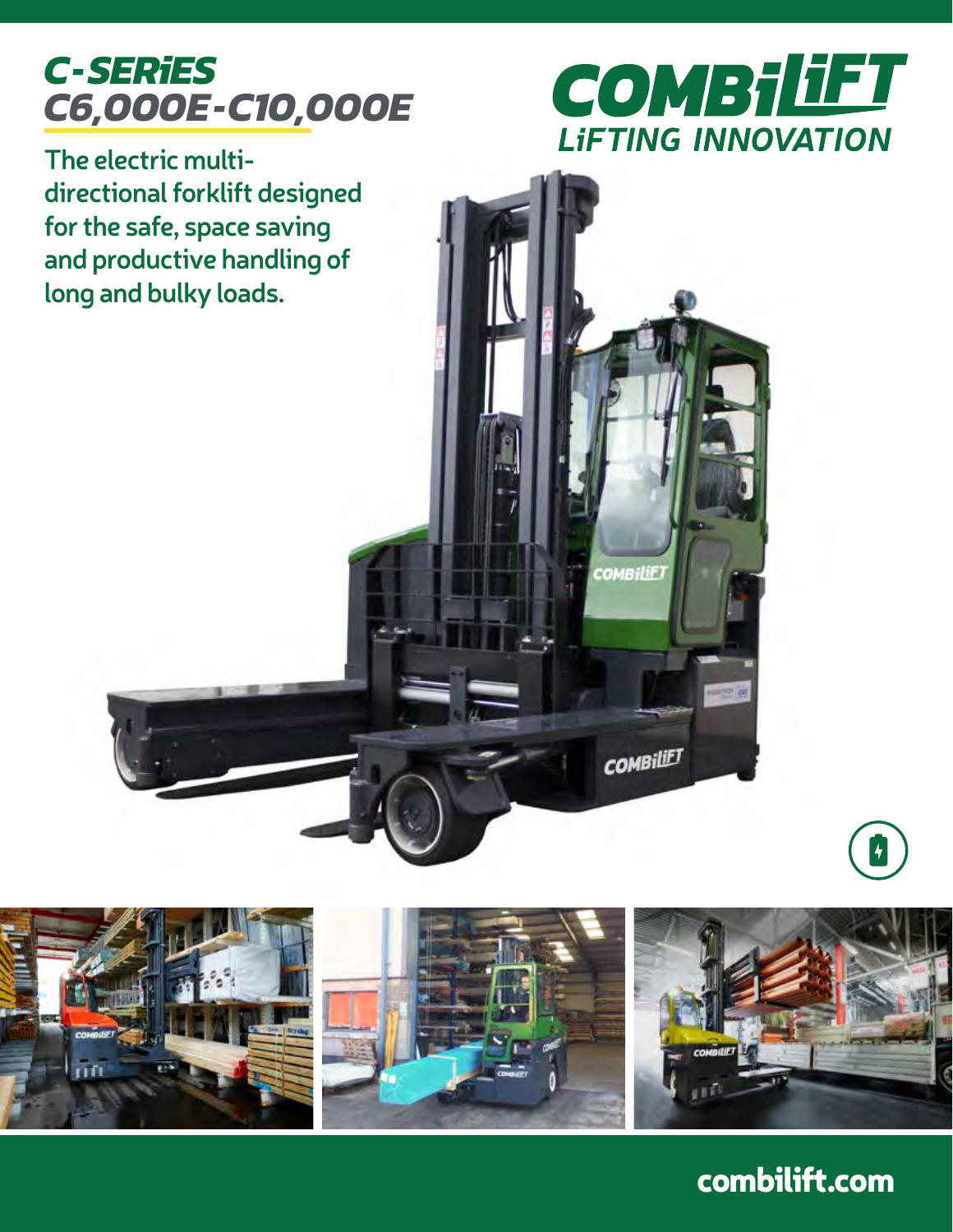# C-SERiES C6,000E-C10,000E

**COMBiLiFT**
*LiFTING INNOVATION*

## The electric multi-directional forklift designed for the safe, space saving and productive handling of long and bulky loads.

**combilift.com**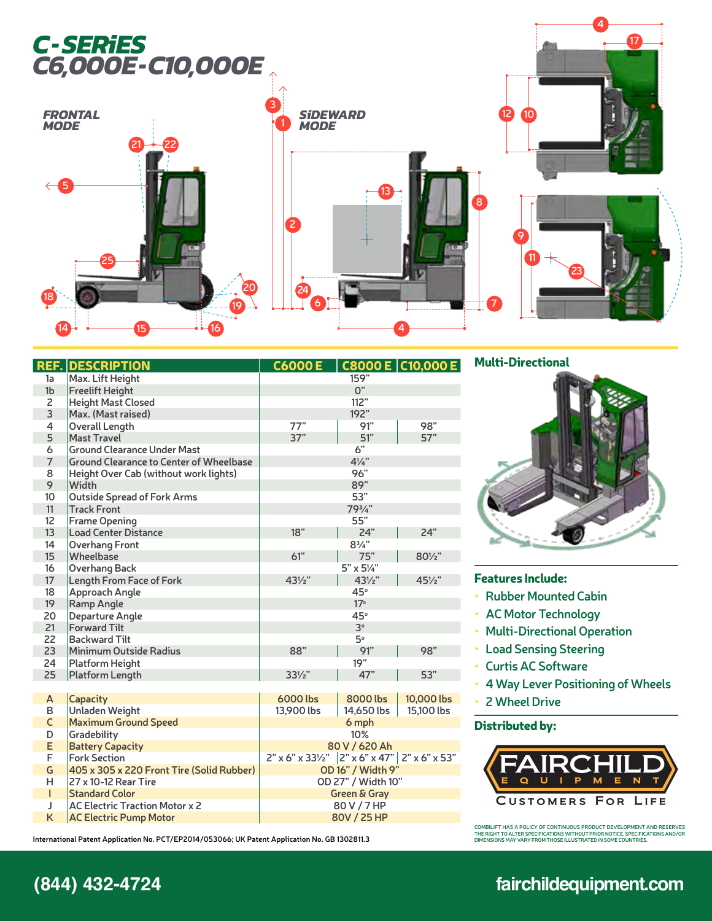# C-SERiES C6,000E-C10,000E

FRONTAL MODE

SiDEWARD MODE

| REF. | DESCRIPTION | C6000 E | C8000 E | C10,000 E |
|---|---|---|---|---|
| 1a | Max. Lift Height | | 159" | |
| 1b | Freelift Height | | 0" | |
| 2 | Height Mast Closed | | 112" | |
| 3 | Max. (Mast raised) | | 192" | |
| 4 | Overall Length | 77" | 91" | 98" |
| 5 | Mast Travel | 37" | 51" | 57" |
| 6 | Ground Clearance Under Mast | | 6" | |
| 7 | Ground Clearance to Center of Wheelbase | | 4¼" | |
| 8 | Height Over Cab (without work lights) | | 96" | |
| 9 | Width | | 89" | |
| 10 | Outside Spread of Fork Arms | | 53" | |
| 11 | Track Front | | 79¾" | |
| 12 | Frame Opening | | 55" | |
| 13 | Load Center Distance | 18" | 24" | 24" |
| 14 | Overhang Front | | 8¾" | |
| 15 | Wheelbase | 61" | 75" | 80½" |
| 16 | Overhang Back | | 5" x 5¼" | |
| 17 | Length From Face of Fork | 43½" | 43½" | 45½" |
| 18 | Approach Angle | | 45° | |
| 19 | Ramp Angle | | 17° | |
| 20 | Departure Angle | | 45° | |
| 21 | Forward Tilt | | 3° | |
| 22 | Backward Tilt | | 5° | |
| 23 | Minimum Outside Radius | 88" | 91" | 98" |
| 24 | Platform Height | | 19" | |
| 25 | Platform Length | 33½" | 47" | 53" |
| A | Capacity | 6000 lbs | 8000 lbs | 10,000 lbs |
| B | Unladen Weight | 13,900 lbs | 14,650 lbs | 15,100 lbs |
| C | Maximum Ground Speed | | 6 mph | |
| D | Gradebility | | 10% | |
| E | Battery Capacity | | 80 V / 620 Ah | |
| F | Fork Section | 2" x 6" x 33½" | 2" x 6" x 47" | 2" x 6" x 53" |
| G | 405 x 305 x 220 Front Tire (Solid Rubber) | | OD 16" / Width 9" | |
| H | 27 x 10-12 Rear Tire | | OD 27" / Width 10" | |
| I | Standard Color | | Green & Gray | |
| J | AC Electric Traction Motor x 2 | | 80 V / 7 HP | |
| K | AC Electric Pump Motor | | 80V / 25 HP | |

International Patent Application No. PCT/EP2014/053066; UK Patent Application No. GB 1302811.3

## Multi-Directional

## Features Include:

- Rubber Mounted Cabin
- AC Motor Technology
- Multi-Directional Operation
- Load Sensing Steering
- Curtis AC Software
- 4 Way Lever Positioning of Wheels
- 2 Wheel Drive

## Distributed by:

FAIRCHILD EQUIPMENT
CUSTOMERS FOR LIFE

COMBILIFT HAS A POLICY OF CONTINUOUS PRODUCT DEVELOPMENT AND RESERVES THE RIGHT TO ALTER SPECIFICATIONS WITHOUT PRIOR NOTICE. SPECIFICATIONS AND/OR DIMENSIONS MAY VARY FROM THOSE ILLUSTRATED IN SOME COUNTRIES.

(844) 432-4724

fairchildequipment.com